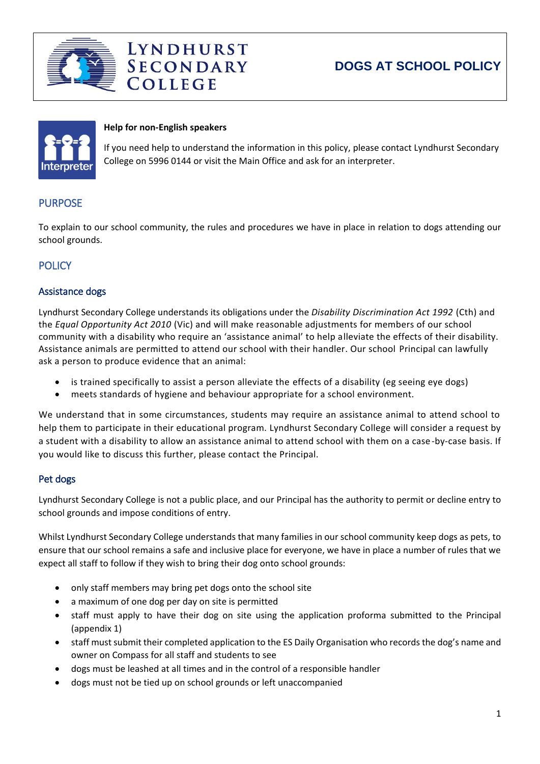Lyndhurst Secondary College

# DOGS AT SCHOOL POLICY

**Help for non-English speakers**

If you need help to understand the information in this policy, please contact Lyndhurst Secondary College on 5996 0144 or visit the Main Office and ask for an interpreter.

## PURPOSE

To explain to our school community, the rules and procedures we have in place in relation to dogs attending our school grounds.

## POLICY

### Assistance dogs

Lyndhurst Secondary College understands its obligations under the *Disability Discrimination Act 1992* (Cth) and the *Equal Opportunity Act 2010* (Vic) and will make reasonable adjustments for members of our school community with a disability who require an 'assistance animal' to help alleviate the effects of their disability. Assistance animals are permitted to attend our school with their handler. Our school Principal can lawfully ask a person to produce evidence that an animal:

- is trained specifically to assist a person alleviate the effects of a disability (eg seeing eye dogs)
- meets standards of hygiene and behaviour appropriate for a school environment.

We understand that in some circumstances, students may require an assistance animal to attend school to help them to participate in their educational program. Lyndhurst Secondary College will consider a request by a student with a disability to allow an assistance animal to attend school with them on a case-by-case basis. If you would like to discuss this further, please contact the Principal.

### Pet dogs

Lyndhurst Secondary College is not a public place, and our Principal has the authority to permit or decline entry to school grounds and impose conditions of entry.

Whilst Lyndhurst Secondary College understands that many families in our school community keep dogs as pets, to ensure that our school remains a safe and inclusive place for everyone, we have in place a number of rules that we expect all staff to follow if they wish to bring their dog onto school grounds:

- only staff members may bring pet dogs onto the school site
- a maximum of one dog per day on site is permitted
- staff must apply to have their dog on site using the application proforma submitted to the Principal (appendix 1)
- staff must submit their completed application to the ES Daily Organisation who records the dog's name and owner on Compass for all staff and students to see
- dogs must be leashed at all times and in the control of a responsible handler
- dogs must not be tied up on school grounds or left unaccompanied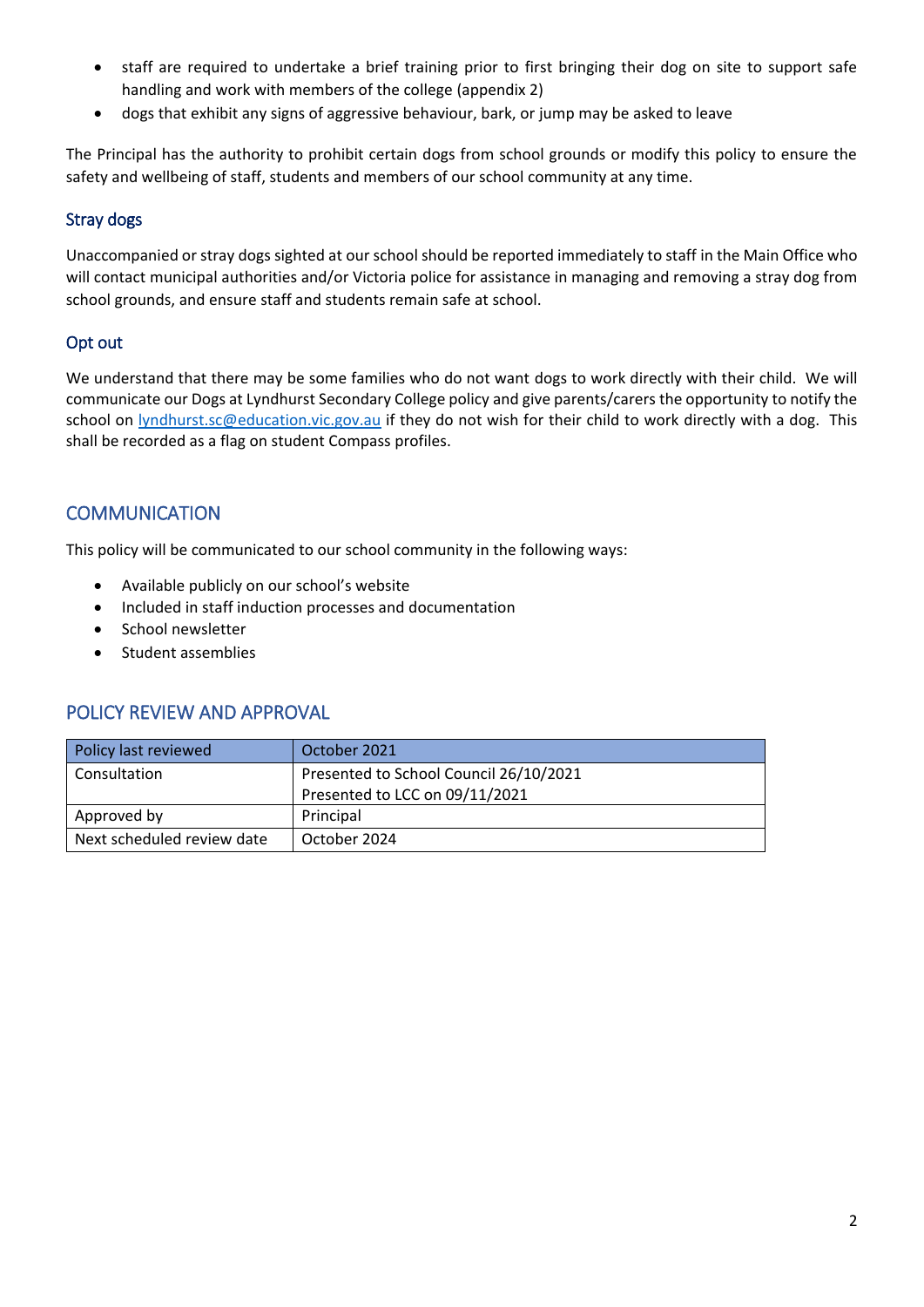- staff are required to undertake a brief training prior to first bringing their dog on site to support safe handling and work with members of the college (appendix 2)
- dogs that exhibit any signs of aggressive behaviour, bark, or jump may be asked to leave

The Principal has the authority to prohibit certain dogs from school grounds or modify this policy to ensure the safety and wellbeing of staff, students and members of our school community at any time.

### Stray dogs

Unaccompanied or stray dogs sighted at our school should be reported immediately to staff in the Main Office who will contact municipal authorities and/or Victoria police for assistance in managing and removing a stray dog from school grounds, and ensure staff and students remain safe at school.

### Opt out

We understand that there may be some families who do not want dogs to work directly with their child. We will communicate our Dogs at Lyndhurst Secondary College policy and give parents/carers the opportunity to notify the school on [lyndhurst.sc@education.vic.gov.au](mailto:lyndhurst.sc@education.vic.gov.au) if they do not wish for their child to work directly with a dog. This shall be recorded as a flag on student Compass profiles.

## COMMUNICATION

This policy will be communicated to our school community in the following ways:

- Available publicly on our school's website
- Included in staff induction processes and documentation
- School newsletter
- Student assemblies

## POLICY REVIEW AND APPROVAL

| Policy last reviewed | October 2021 |
|---|---|
| Consultation | Presented to School Council 26/10/2021<br>Presented to LCC on 09/11/2021 |
| Approved by | Principal |
| Next scheduled review date | October 2024 |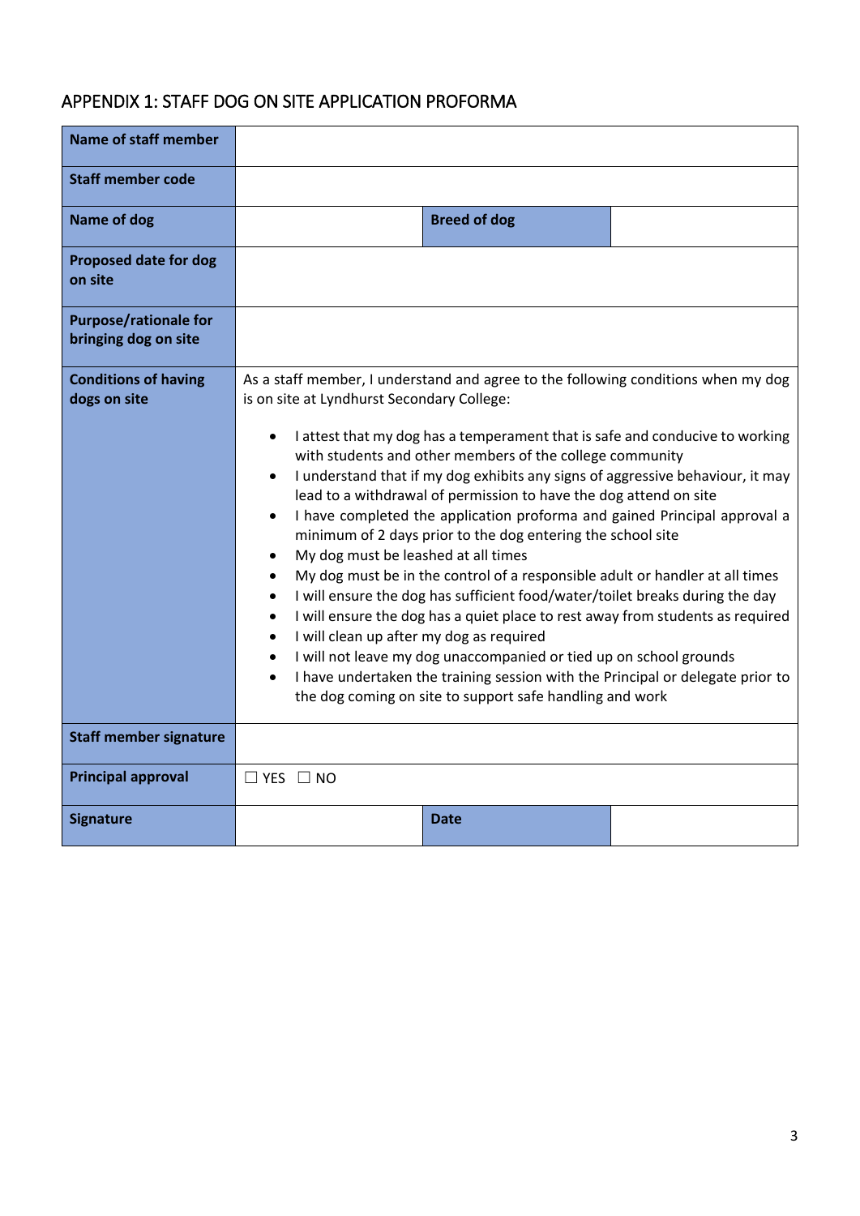## APPENDIX 1: STAFF DOG ON SITE APPLICATION PROFORMA

| | | | |
|---|---|---|---|
| **Name of staff member** | | | |
| **Staff member code** | | | |
| **Name of dog** | | **Breed of dog** | |
| **Proposed date for dog on site** | | | |
| **Purpose/rationale for bringing dog on site** | | | |
| **Conditions of having dogs on site** | As a staff member, I understand and agree to the following conditions when my dog is on site at Lyndhurst Secondary College:<br>• I attest that my dog has a temperament that is safe and conducive to working with students and other members of the college community<br>• I understand that if my dog exhibits any signs of aggressive behaviour, it may lead to a withdrawal of permission to have the dog attend on site<br>• I have completed the application proforma and gained Principal approval a minimum of 2 days prior to the dog entering the school site<br>• My dog must be leashed at all times<br>• My dog must be in the control of a responsible adult or handler at all times<br>• I will ensure the dog has sufficient food/water/toilet breaks during the day<br>• I will ensure the dog has a quiet place to rest away from students as required<br>• I will clean up after my dog as required<br>• I will not leave my dog unaccompanied or tied up on school grounds<br>• I have undertaken the training session with the Principal or delegate prior to the dog coming on site to support safe handling and work | | |
| **Staff member signature** | | | |
| **Principal approval** | ☐ YES ☐ NO | | |
| **Signature** | | **Date** | |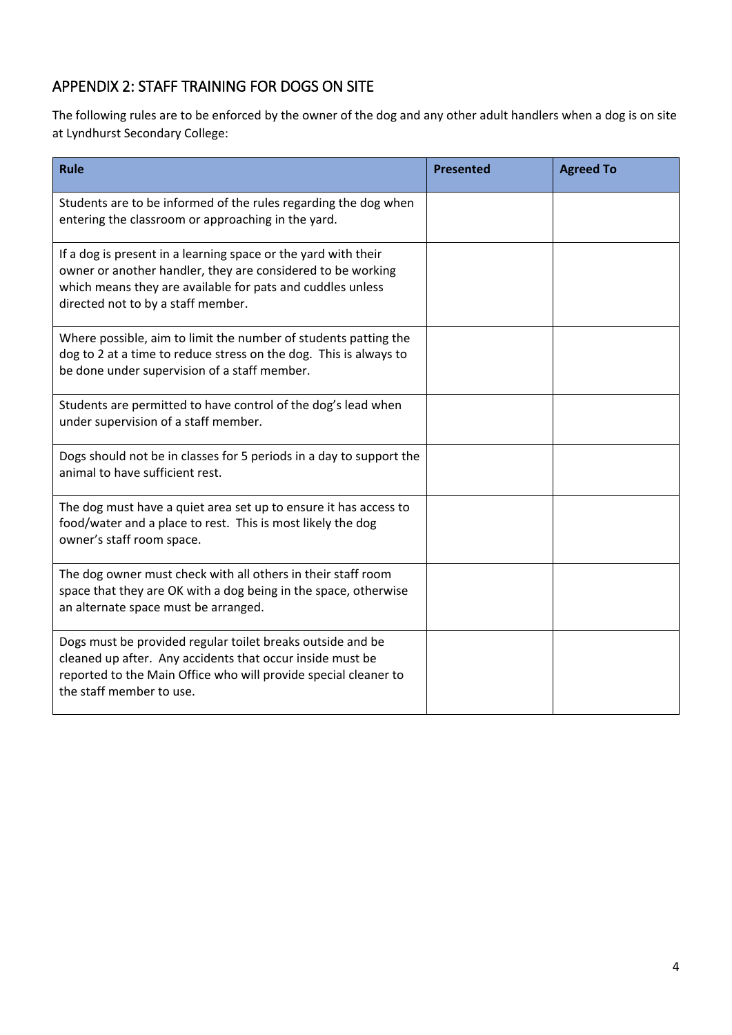## APPENDIX 2: STAFF TRAINING FOR DOGS ON SITE

The following rules are to be enforced by the owner of the dog and any other adult handlers when a dog is on site at Lyndhurst Secondary College:

| Rule | Presented | Agreed To |
|---|---|---|
| Students are to be informed of the rules regarding the dog when entering the classroom or approaching in the yard. | | |
| If a dog is present in a learning space or the yard with their owner or another handler, they are considered to be working which means they are available for pats and cuddles unless directed not to by a staff member. | | |
| Where possible, aim to limit the number of students patting the dog to 2 at a time to reduce stress on the dog. This is always to be done under supervision of a staff member. | | |
| Students are permitted to have control of the dog's lead when under supervision of a staff member. | | |
| Dogs should not be in classes for 5 periods in a day to support the animal to have sufficient rest. | | |
| The dog must have a quiet area set up to ensure it has access to food/water and a place to rest. This is most likely the dog owner's staff room space. | | |
| The dog owner must check with all others in their staff room space that they are OK with a dog being in the space, otherwise an alternate space must be arranged. | | |
| Dogs must be provided regular toilet breaks outside and be cleaned up after. Any accidents that occur inside must be reported to the Main Office who will provide special cleaner to the staff member to use. | | |